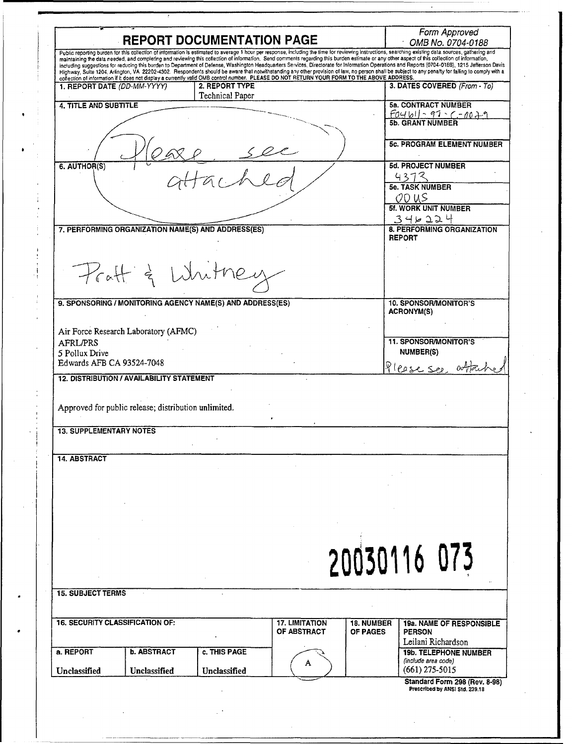# REPORT DOCUMENTATION PAGE

*Form Approved*
*OMB No. 0704-0188*

Public reporting burden for this collection of information is estimated to average 1 hour per response, including the time for reviewing instructions, searching existing data sources, gathering and maintaining the data needed, and completing and reviewing this collection of information. Send comments regarding this burden estimate or any other aspect of this collection of information, including suggestions for reducing this burden to Department of Defense, Washington Headquarters Services, Directorate for Information Operations and Reports (0704-0188), 1215 Jefferson Davis Highway, Suite 1204, Arlington, VA 22202-4302. Respondents should be aware that notwithstanding any other provision of law, no person shall be subject to any penalty for failing to comply with a collection of information if it does not display a currently valid OMB control number. PLEASE DO NOT RETURN YOUR FORM TO THE ABOVE ADDRESS.

| 1. REPORT DATE *(DD-MM-YYYY)* | 2. REPORT TYPE | 3. DATES COVERED *(From - To)* |
|---|---|---|
| | Technical Paper | |

**4. TITLE AND SUBTITLE**

Please see attached

**5a. CONTRACT NUMBER** F04611-97-C-0029

**5b. GRANT NUMBER**

**5c. PROGRAM ELEMENT NUMBER**

**6. AUTHOR(S)**

**5d. PROJECT NUMBER** 4373

**5e. TASK NUMBER** 00US

**5f. WORK UNIT NUMBER** 346224

**7. PERFORMING ORGANIZATION NAME(S) AND ADDRESS(ES)**

Pratt & Whitney

**8. PERFORMING ORGANIZATION REPORT**

**9. SPONSORING / MONITORING AGENCY NAME(S) AND ADDRESS(ES)**

Air Force Research Laboratory (AFMC)
AFRL/PRS
5 Pollux Drive
Edwards AFB CA 93524-7048

**10. SPONSOR/MONITOR'S ACRONYM(S)**

**11. SPONSOR/MONITOR'S NUMBER(S)**

Please see attached

**12. DISTRIBUTION / AVAILABILITY STATEMENT**

Approved for public release; distribution unlimited.

**13. SUPPLEMENTARY NOTES**

**14. ABSTRACT**

20030116 073

**15. SUBJECT TERMS**

| 16. SECURITY CLASSIFICATION OF: | | | 17. LIMITATION OF ABSTRACT | 18. NUMBER OF PAGES | 19a. NAME OF RESPONSIBLE PERSON |
|---|---|---|---|---|---|
| | | | | | Leilani Richardson |
| a. REPORT | b. ABSTRACT | c. THIS PAGE | | | 19b. TELEPHONE NUMBER *(include area code)* |
| Unclassified | Unclassified | Unclassified | A | | (661) 275-5015 |

**Standard Form 298 (Rev. 8-98)**
Prescribed by ANSI Std. 239.18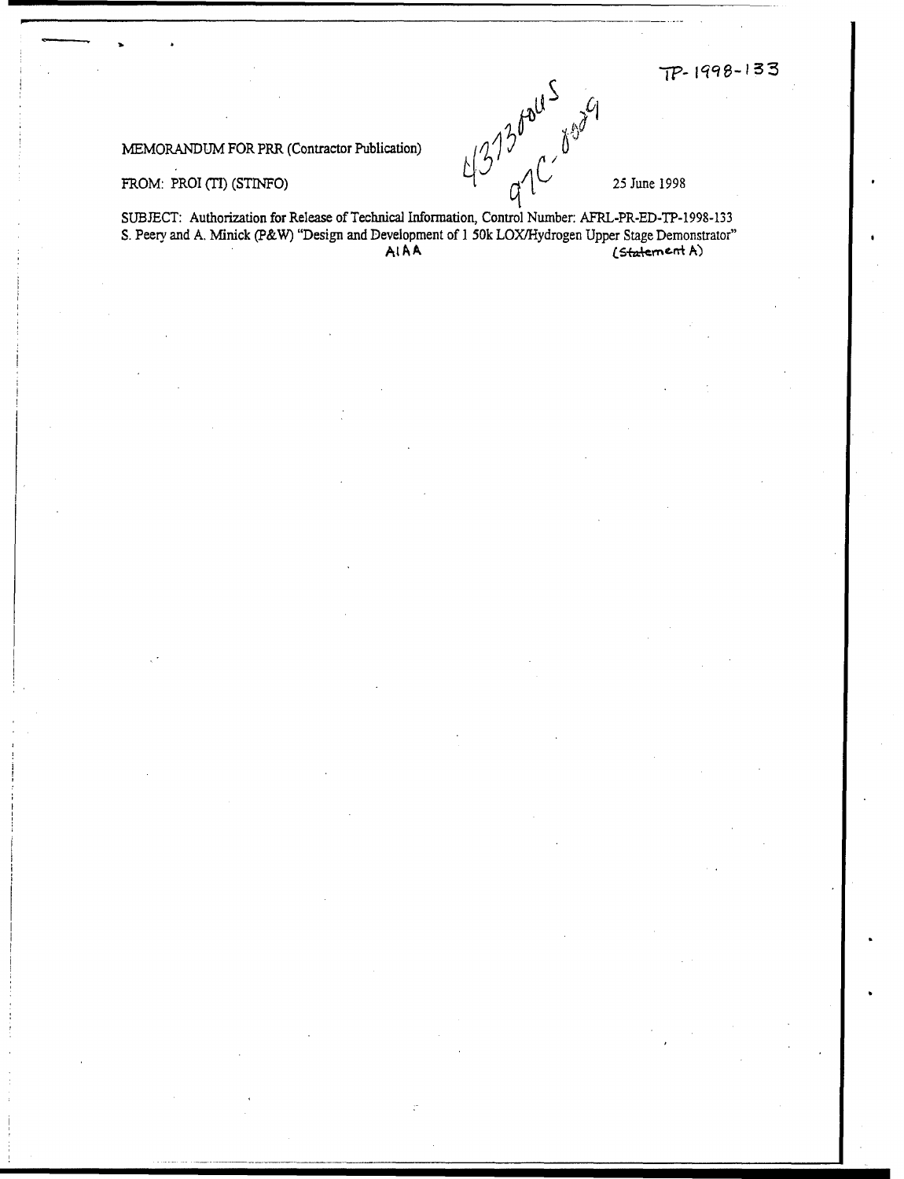TP-1998-133

MEMORANDUM FOR PRR (Contractor Publication)

4373 00U5
97C-0009

FROM: PROI (TI) (STINFO)

25 June 1998

SUBJECT: Authorization for Release of Technical Information, Control Number: AFRL-PR-ED-TP-1998-133
S. Peery and A. Minick (P&W) "Design and Development of 1 50k LOX/Hydrogen Upper Stage Demonstrator"
AIAA (Statement A)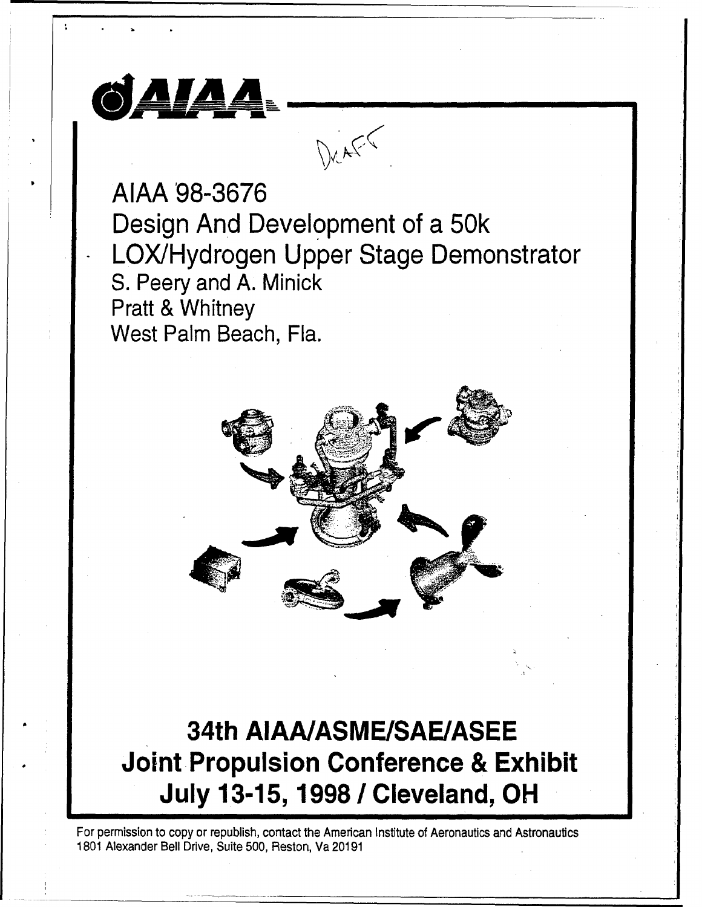AIAA

Draft

AIAA 98-3676

# Design And Development of a 50k LOX/Hydrogen Upper Stage Demonstrator

S. Peery and A. Minick

Pratt & Whitney

West Palm Beach, Fla.

**34th AIAA/ASME/SAE/ASEE Joint Propulsion Conference & Exhibit**

**July 13-15, 1998 / Cleveland, OH**

For permission to copy or republish, contact the American Institute of Aeronautics and Astronautics
1801 Alexander Bell Drive, Suite 500, Reston, Va 20191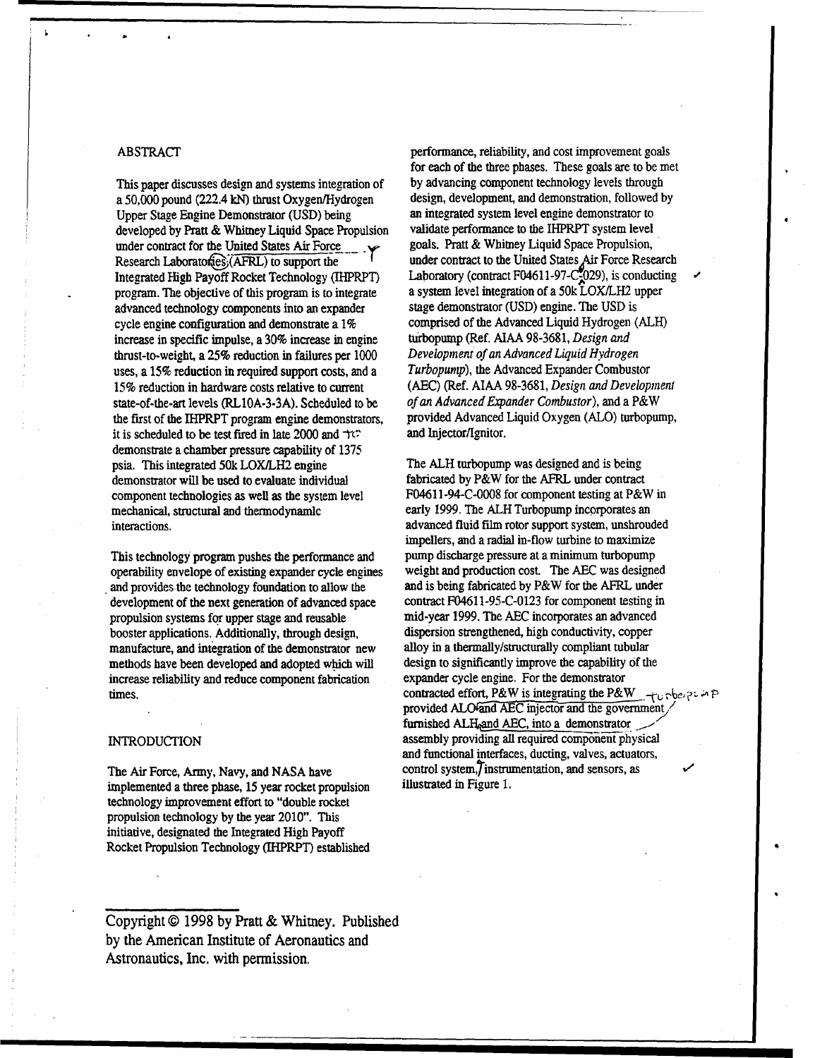## ABSTRACT

This paper discusses design and systems integration of a 50,000 pound (222.4 kN) thrust Oxygen/Hydrogen Upper Stage Engine Demonstrator (USD) being developed by Pratt & Whitney Liquid Space Propulsion under contract for the United States Air Force Research Laboratories (AFRL) to support the Integrated High Payoff Rocket Technology (IHPRPT) program. The objective of this program is to integrate advanced technology components into an expander cycle engine configuration and demonstrate a 1% increase in specific impulse, a 30% increase in engine thrust-to-weight, a 25% reduction in failures per 1000 uses, a 15% reduction in required support costs, and a 15% reduction in hardware costs relative to current state-of-the-art levels (RL10A-3-3A). Scheduled to be the first of the IHPRPT program engine demonstrators, it is scheduled to be test fired in late 2000 and to demonstrate a chamber pressure capability of 1375 psia. This integrated 50k LOX/LH2 engine demonstrator will be used to evaluate individual component technologies as well as the system level mechanical, structural and thermodynamic interactions.

This technology program pushes the performance and operability envelope of existing expander cycle engines and provides the technology foundation to allow the development of the next generation of advanced space propulsion systems for upper stage and reusable booster applications. Additionally, through design, manufacture, and integration of the demonstrator new methods have been developed and adopted which will increase reliability and reduce component fabrication times.

## INTRODUCTION

The Air Force, Army, Navy, and NASA have implemented a three phase, 15 year rocket propulsion technology improvement effort to "double rocket propulsion technology by the year 2010". This initiative, designated the Integrated High Payoff Rocket Propulsion Technology (IHPRPT) established performance, reliability, and cost improvement goals for each of the three phases. These goals are to be met by advancing component technology levels through design, development, and demonstration, followed by an integrated system level engine demonstrator to validate performance to the IHPRPT system level goals. Pratt & Whitney Liquid Space Propulsion, under contract to the United States Air Force Research Laboratory (contract F04611-97-C-0029), is conducting a system level integration of a 50k LOX/LH2 upper stage demonstrator (USD) engine. The USD is comprised of the Advanced Liquid Hydrogen (ALH) turbopump (Ref. AIAA 98-3681, *Design and Development of an Advanced Liquid Hydrogen Turbopump*), the Advanced Expander Combustor (AEC) (Ref. AIAA 98-3681, *Design and Development of an Advanced Expander Combustor*), and a P&W provided Advanced Liquid Oxygen (ALO) turbopump, and Injector/Ignitor.

The ALH turbopump was designed and is being fabricated by P&W for the AFRL under contract F04611-94-C-0008 for component testing at P&W in early 1999. The ALH Turbopump incorporates an advanced fluid film rotor support system, unshrouded impellers, and a radial in-flow turbine to maximize pump discharge pressure at a minimum turbopump weight and production cost. The AEC was designed and is being fabricated by P&W for the AFRL under contract F04611-95-C-0123 for component testing in mid-year 1999. The AEC incorporates an advanced dispersion strengthened, high conductivity, copper alloy in a thermally/structurally compliant tubular design to significantly improve the capability of the expander cycle engine. For the demonstrator contracted effort, P&W is integrating the P&W provided ALO turbopump and AEC injector and the government furnished ALH and AEC, into a demonstrator assembly providing all required component physical and functional interfaces, ducting, valves, actuators, control system, instrumentation, and sensors, as illustrated in Figure 1.

Copyright © 1998 by Pratt & Whitney. Published by the American Institute of Aeronautics and Astronautics, Inc. with permission.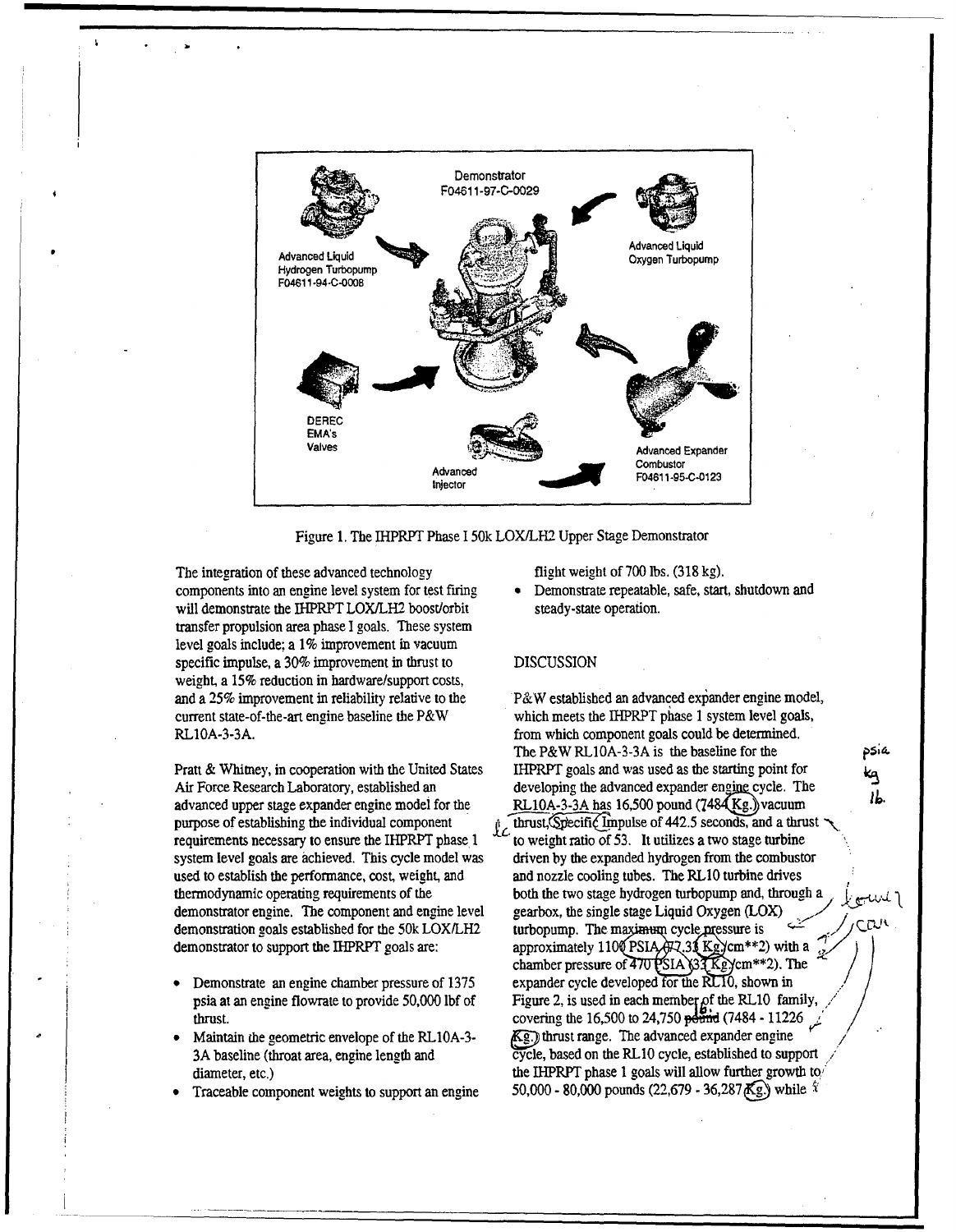Demonstrator
F04611-97-C-0029

Advanced Liquid Hydrogen Turbopump
F04611-94-C-0008

Advanced Liquid Oxygen Turbopump

DEREC
EMA's
Valves

Advanced Injector

Advanced Expander Combustor
F04611-95-C-0123

Figure 1. The IHPRPT Phase I 50k LOX/LH2 Upper Stage Demonstrator

The integration of these advanced technology components into an engine level system for test firing will demonstrate the IHPRPT LOX/LH2 boost/orbit transfer propulsion area phase I goals. These system level goals include; a 1% improvement in vacuum specific impulse, a 30% improvement in thrust to weight, a 15% reduction in hardware/support costs, and a 25% improvement in reliability relative to the current state-of-the-art engine baseline the P&W RL10A-3-3A.

Pratt & Whitney, in cooperation with the United States Air Force Research Laboratory, established an advanced upper stage expander engine model for the purpose of establishing the individual component requirements necessary to ensure the IHPRPT phase 1 system level goals are achieved. This cycle model was used to establish the performance, cost, weight, and thermodynamic operating requirements of the demonstrator engine. The component and engine level demonstration goals established for the 50k LOX/LH2 demonstrator to support the IHPRPT goals are:

- Demonstrate an engine chamber pressure of 1375 psia at an engine flowrate to provide 50,000 lbf of thrust.
- Maintain the geometric envelope of the RL10A-3-3A baseline (throat area, engine length and diameter, etc.)
- Traceable component weights to support an engine flight weight of 700 lbs. (318 kg).
- Demonstrate repeatable, safe, start, shutdown and steady-state operation.

## DISCUSSION

P&W established an advanced expander engine model, which meets the IHPRPT phase 1 system level goals, from which component goals could be determined. The P&W RL10A-3-3A is the baseline for the IHPRPT goals and was used as the starting point for developing the advanced expander engine cycle. The RL10A-3-3A has 16,500 pound (7484 Kg.) vacuum thrust, Specific Impulse of 442.5 seconds, and a thrust to weight ratio of 53. It utilizes a two stage turbine driven by the expanded hydrogen from the combustor and nozzle cooling tubes. The RL10 turbine drives both the two stage hydrogen turbopump and, through a gearbox, the single stage Liquid Oxygen (LOX) turbopump. The maximum cycle pressure is approximately 1100 PSIA (77.3 Kg/cm**2) with a chamber pressure of 470 PSIA (33 Kg/cm**2). The expander cycle developed for the RL10, shown in Figure 2, is used in each member of the RL10 family, covering the 16,500 to 24,750 pound (7484 - 11226 Kg.) thrust range. The advanced expander engine cycle, based on the RL10 cycle, established to support the IHPRPT phase 1 goals will allow further growth to 50,000 - 80,000 pounds (22,679 - 36,287 Kg.) while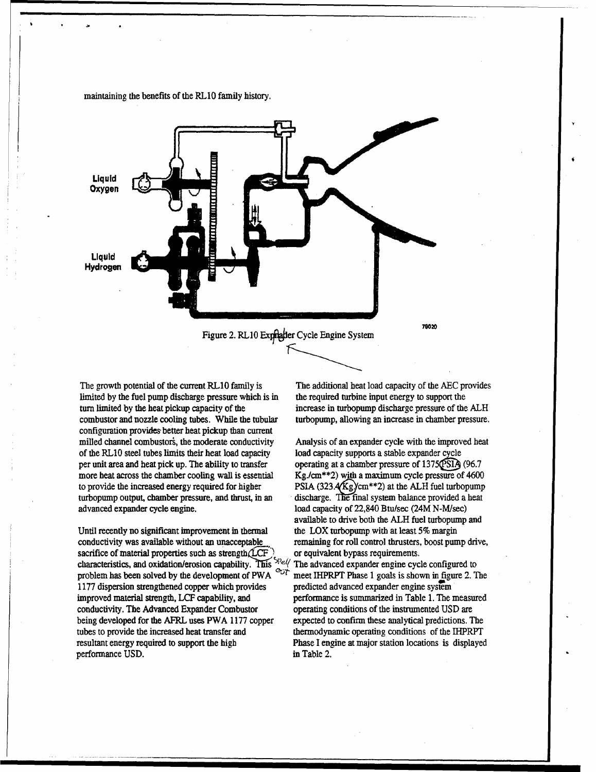maintaining the benefits of the RL10 family history.

Figure 2. RL10 Expander Cycle Engine System

The growth potential of the current RL10 family is limited by the fuel pump discharge pressure which is in turn limited by the heat pickup capacity of the combustor and nozzle cooling tubes. While the tubular configuration provides better heat pickup than current milled channel combustors, the moderate conductivity of the RL10 steel tubes limits their heat load capacity per unit area and heat pick up. The ability to transfer more heat across the chamber cooling wall is essential to provide the increased energy required for higher turbopump output, chamber pressure, and thrust, in an advanced expander cycle engine.

Until recently no significant improvement in thermal conductivity was available without an unacceptable sacrifice of material properties such as strength, LCF characteristics, and oxidation/erosion capability. This problem has been solved by the development of PWA 1177 dispersion strengthened copper which provides improved material strength, LCF capability, and conductivity. The Advanced Expander Combustor being developed for the AFRL uses PWA 1177 copper tubes to provide the increased heat transfer and resultant energy required to support the high performance USD.

The additional heat load capacity of the AEC provides the required turbine input energy to support the increase in turbopump discharge pressure of the ALH turbopump, allowing an increase in chamber pressure.

Analysis of an expander cycle with the improved heat load capacity supports a stable expander cycle operating at a chamber pressure of 1375 PSIA (96.7 Kg./cm**2) with a maximum cycle pressure of 4600 PSIA (323.4 Kg/cm**2) at the ALH fuel turbopump discharge. The final system balance provided a heat load capacity of 22,840 Btu/sec (24M N-M/sec) available to drive both the ALH fuel turbopump and the LOX turbopump with at least 5% margin remaining for roll control thrusters, boost pump drive, or equivalent bypass requirements.

The advanced expander engine cycle configured to meet IHPRPT Phase 1 goals is shown in figure 2. The predicted advanced expander engine system performance is summarized in Table 1. The measured operating conditions of the instrumented USD are expected to confirm these analytical predictions. The thermodynamic operating conditions of the IHPRPT Phase I engine at major station locations is displayed in Table 2.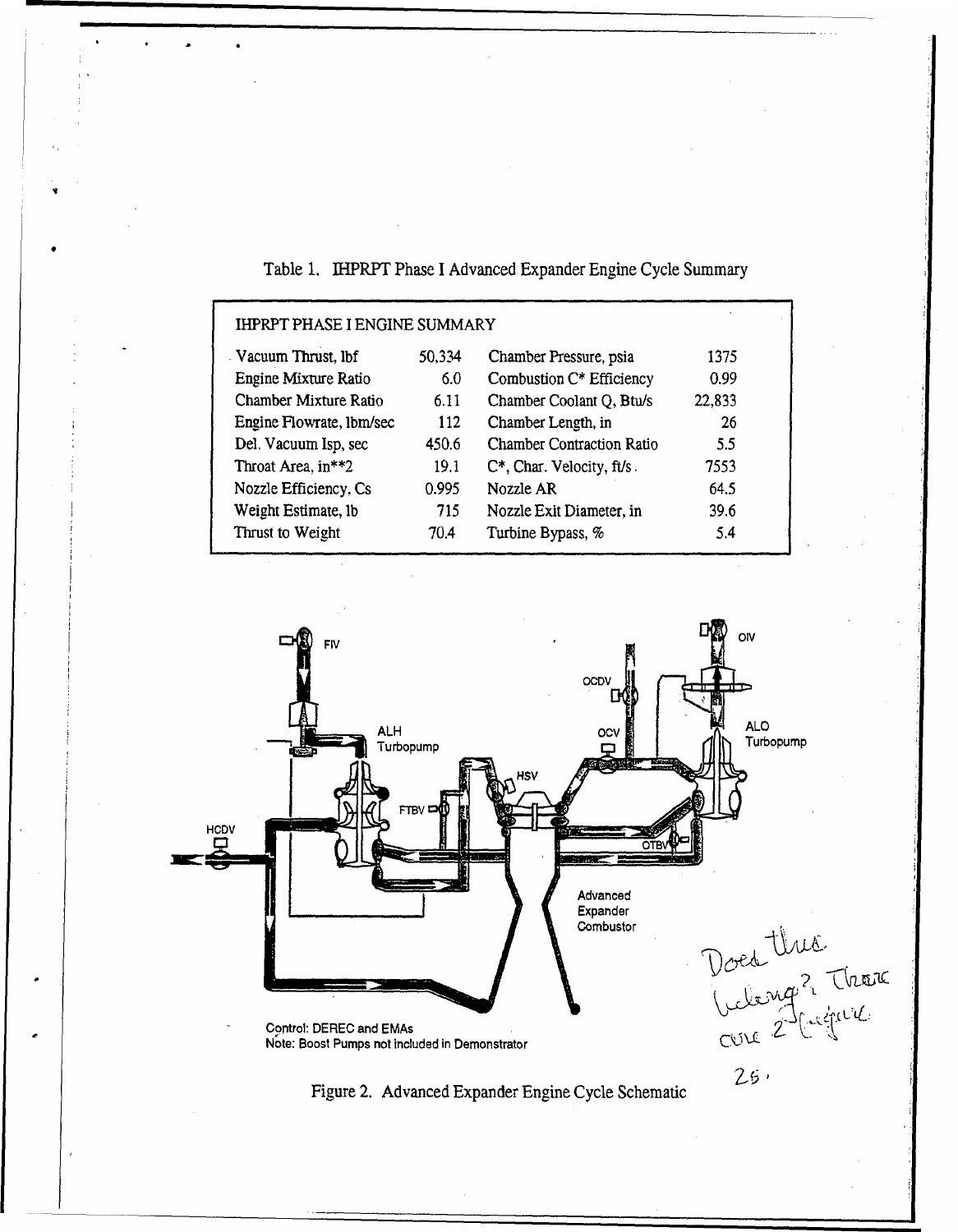Table 1. IHPRPT Phase I Advanced Expander Engine Cycle Summary

| IHPRPT PHASE I ENGINE SUMMARY | | | |
|---|---|---|---|
| Vacuum Thrust, lbf | 50,334 | Chamber Pressure, psia | 1375 |
| Engine Mixture Ratio | 6.0 | Combustion C* Efficiency | 0.99 |
| Chamber Mixture Ratio | 6.11 | Chamber Coolant Q, Btu/s | 22,833 |
| Engine Flowrate, lbm/sec | 112 | Chamber Length, in | 26 |
| Del. Vacuum Isp, sec | 450.6 | Chamber Contraction Ratio | 5.5 |
| Throat Area, in**2 | 19.1 | C*, Char. Velocity, ft/s. | 7553 |
| Nozzle Efficiency, Cs | 0.995 | Nozzle AR | 64.5 |
| Weight Estimate, lb | 715 | Nozzle Exit Diameter, in | 39.6 |
| Thrust to Weight | 70.4 | Turbine Bypass, % | 5.4 |

FIV

ALH Turbopump

HCDV

FTBV

HSV

OCDV

OCV

OIV

ALO Turbopump

OTBV

Advanced Expander Combustor

Control: DEREC and EMAs
Note: Boost Pumps not included in Demonstrator

Does this belong?, There are 2 figure.

25.

Figure 2. Advanced Expander Engine Cycle Schematic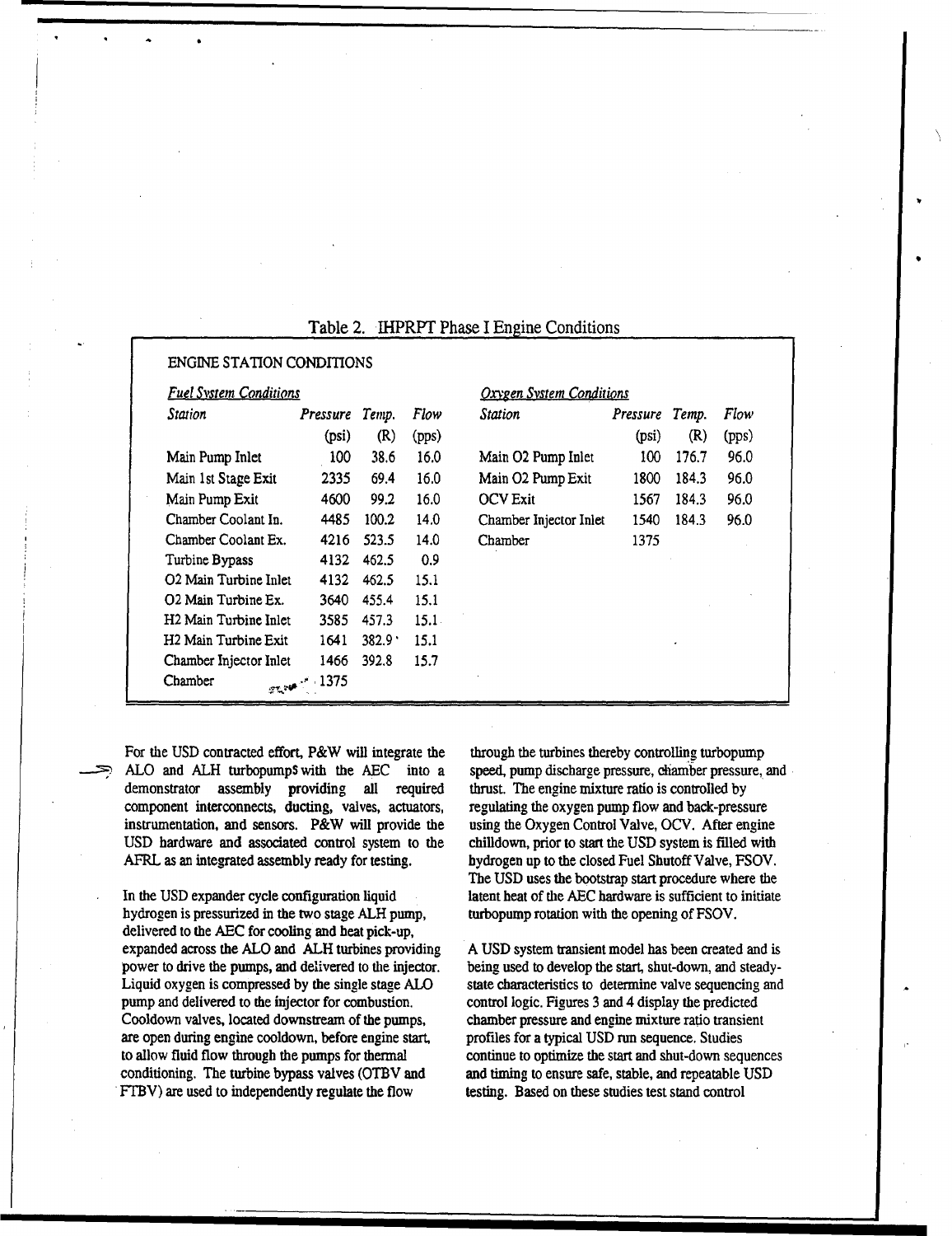Table 2. IHPRPT Phase I Engine Conditions

ENGINE STATION CONDITIONS

*Fuel System Conditions*

| *Station* | *Pressure* (psi) | *Temp.* (R) | *Flow* (pps) |
|---|---|---|---|
| Main Pump Inlet | 100 | 38.6 | 16.0 |
| Main 1st Stage Exit | 2335 | 69.4 | 16.0 |
| Main Pump Exit | 4600 | 99.2 | 16.0 |
| Chamber Coolant In. | 4485 | 100.2 | 14.0 |
| Chamber Coolant Ex. | 4216 | 523.5 | 14.0 |
| Turbine Bypass | 4132 | 462.5 | 0.9 |
| O2 Main Turbine Inlet | 4132 | 462.5 | 15.1 |
| O2 Main Turbine Ex. | 3640 | 455.4 | 15.1 |
| H2 Main Turbine Inlet | 3585 | 457.3 | 15.1 |
| H2 Main Turbine Exit | 1641 | 382.9 | 15.1 |
| Chamber Injector Inlet | 1466 | 392.8 | 15.7 |
| Chamber | 1375 | | |

*Oxygen System Conditions*

| *Station* | *Pressure* (psi) | *Temp.* (R) | *Flow* (pps) |
|---|---|---|---|
| Main O2 Pump Inlet | 100 | 176.7 | 96.0 |
| Main O2 Pump Exit | 1800 | 184.3 | 96.0 |
| OCV Exit | 1567 | 184.3 | 96.0 |
| Chamber Injector Inlet | 1540 | 184.3 | 96.0 |
| Chamber | 1375 | | |

For the USD contracted effort, P&W will integrate the ALO and ALH turbopumps with the AEC into a demonstrator assembly providing all required component interconnects, ducting, valves, actuators, instrumentation, and sensors. P&W will provide the USD hardware and associated control system to the AFRL as an integrated assembly ready for testing.

In the USD expander cycle configuration liquid hydrogen is pressurized in the two stage ALH pump, delivered to the AEC for cooling and heat pick-up, expanded across the ALO and ALH turbines providing power to drive the pumps, and delivered to the injector. Liquid oxygen is compressed by the single stage ALO pump and delivered to the injector for combustion. Cooldown valves, located downstream of the pumps, are open during engine cooldown, before engine start, to allow fluid flow through the pumps for thermal conditioning. The turbine bypass valves (OTBV and FTBV) are used to independently regulate the flow through the turbines thereby controlling turbopump speed, pump discharge pressure, chamber pressure, and thrust. The engine mixture ratio is controlled by regulating the oxygen pump flow and back-pressure using the Oxygen Control Valve, OCV. After engine chilldown, prior to start the USD system is filled with hydrogen up to the closed Fuel Shutoff Valve, FSOV. The USD uses the bootstrap start procedure where the latent heat of the AEC hardware is sufficient to initiate turbopump rotation with the opening of FSOV.

A USD system transient model has been created and is being used to develop the start, shut-down, and steady-state characteristics to determine valve sequencing and control logic. Figures 3 and 4 display the predicted chamber pressure and engine mixture ratio transient profiles for a typical USD run sequence. Studies continue to optimize the start and shut-down sequences and timing to ensure safe, stable, and repeatable USD testing. Based on these studies test stand control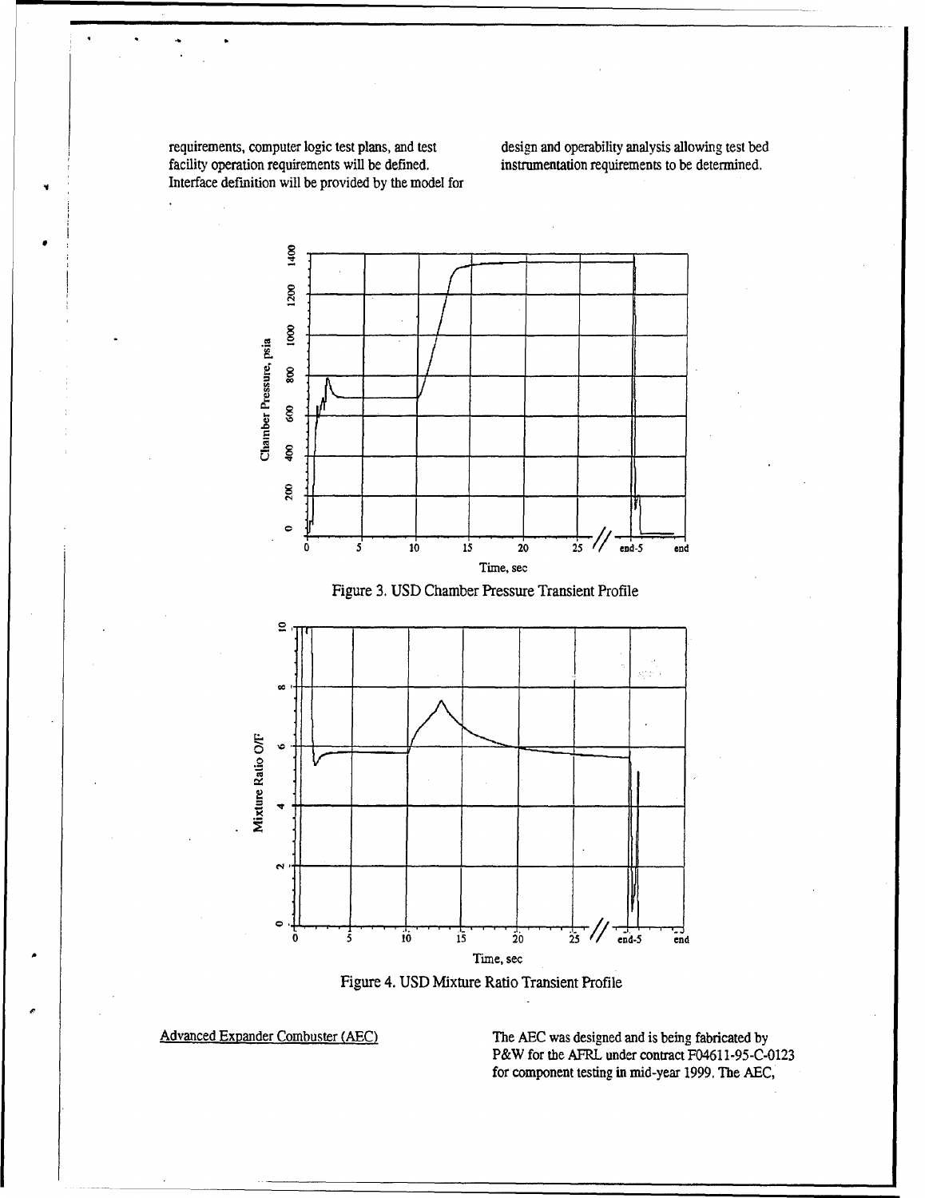requirements, computer logic test plans, and test facility operation requirements will be defined. Interface definition will be provided by the model for design and operability analysis allowing test bed instrumentation requirements to be determined.

Figure 3. USD Chamber Pressure Transient Profile

Figure 4. USD Mixture Ratio Transient Profile

Advanced Expander Combuster (AEC)

The AEC was designed and is being fabricated by P&W for the AFRL under contract F04611-95-C-0123 for component testing in mid-year 1999. The AEC,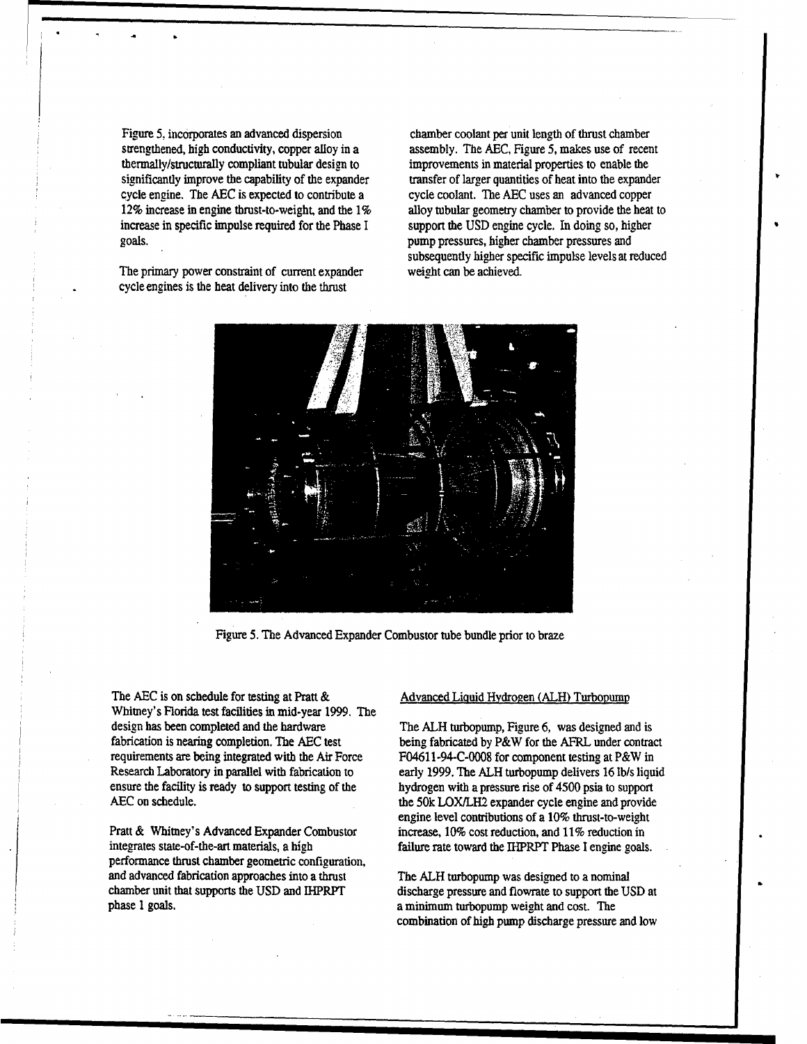Figure 5, incorporates an advanced dispersion strengthened, high conductivity, copper alloy in a thermally/structurally compliant tubular design to significantly improve the capability of the expander cycle engine. The AEC is expected to contribute a 12% increase in engine thrust-to-weight, and the 1% increase in specific impulse required for the Phase I goals.

The primary power constraint of current expander cycle engines is the heat delivery into the thrust chamber coolant per unit length of thrust chamber assembly. The AEC, Figure 5, makes use of recent improvements in material properties to enable the transfer of larger quantities of heat into the expander cycle coolant. The AEC uses an advanced copper alloy tubular geometry chamber to provide the heat to support the USD engine cycle. In doing so, higher pump pressures, higher chamber pressures and subsequently higher specific impulse levels at reduced weight can be achieved.

Figure 5. The Advanced Expander Combustor tube bundle prior to braze

The AEC is on schedule for testing at Pratt & Whitney's Florida test facilities in mid-year 1999. The design has been completed and the hardware fabrication is nearing completion. The AEC test requirements are being integrated with the Air Force Research Laboratory in parallel with fabrication to ensure the facility is ready to support testing of the AEC on schedule.

Pratt & Whitney's Advanced Expander Combustor integrates state-of-the-art materials, a high performance thrust chamber geometric configuration, and advanced fabrication approaches into a thrust chamber unit that supports the USD and IHPRPT phase 1 goals.

## Advanced Liquid Hydrogen (ALH) Turbopump

The ALH turbopump, Figure 6, was designed and is being fabricated by P&W for the AFRL under contract F04611-94-C-0008 for component testing at P&W in early 1999. The ALH turbopump delivers 16 lb/s liquid hydrogen with a pressure rise of 4500 psia to support the 50k LOX/LH2 expander cycle engine and provide engine level contributions of a 10% thrust-to-weight increase, 10% cost reduction, and 11% reduction in failure rate toward the IHPRPT Phase I engine goals.

The ALH turbopump was designed to a nominal discharge pressure and flowrate to support the USD at a minimum turbopump weight and cost. The combination of high pump discharge pressure and low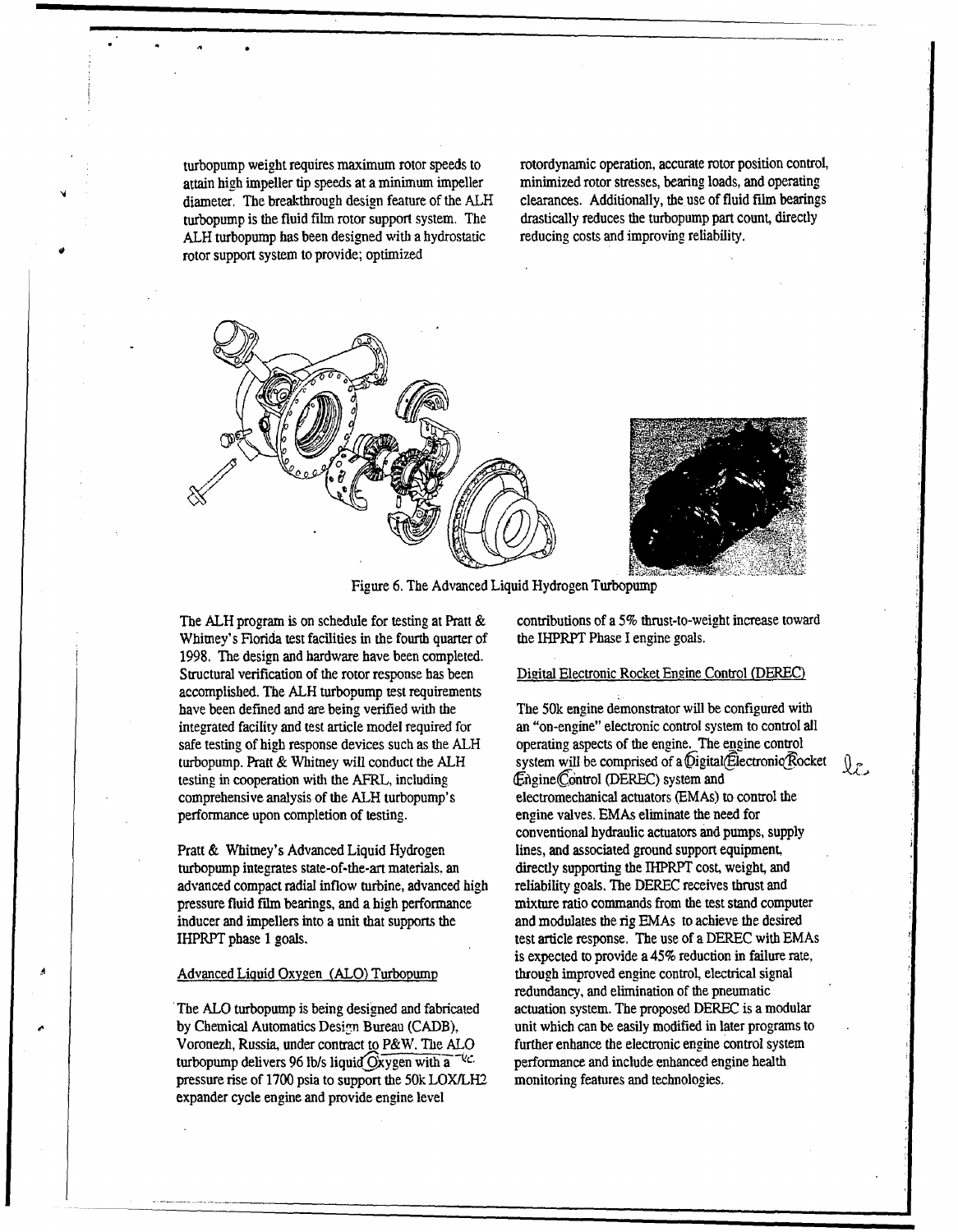turbopump weight requires maximum rotor speeds to attain high impeller tip speeds at a minimum impeller diameter. The breakthrough design feature of the ALH turbopump is the fluid film rotor support system. The ALH turbopump has been designed with a hydrostatic rotor support system to provide; optimized rotordynamic operation, accurate rotor position control, minimized rotor stresses, bearing loads, and operating clearances. Additionally, the use of fluid film bearings drastically reduces the turbopump part count, directly reducing costs and improving reliability.

Figure 6. The Advanced Liquid Hydrogen Turbopump

The ALH program is on schedule for testing at Pratt & Whitney's Florida test facilities in the fourth quarter of 1998. The design and hardware have been completed. Structural verification of the rotor response has been accomplished. The ALH turbopump test requirements have been defined and are being verified with the integrated facility and test article model required for safe testing of high response devices such as the ALH turbopump. Pratt & Whitney will conduct the ALH testing in cooperation with the AFRL, including comprehensive analysis of the ALH turbopump's performance upon completion of testing.

Pratt & Whitney's Advanced Liquid Hydrogen turbopump integrates state-of-the-art materials, an advanced compact radial inflow turbine, advanced high pressure fluid film bearings, and a high performance inducer and impellers into a unit that supports the IHPRPT phase 1 goals.

## Advanced Liquid Oxygen (ALO) Turbopump

The ALO turbopump is being designed and fabricated by Chemical Automatics Design Bureau (CADB), Voronezh, Russia, under contract to P&W. The ALO turbopump delivers 96 lb/s liquid Oxygen with a pressure rise of 1700 psia to support the 50k LOX/LH2 expander cycle engine and provide engine level contributions of a 5% thrust-to-weight increase toward the IHPRPT Phase I engine goals.

## Digital Electronic Rocket Engine Control (DEREC)

The 50k engine demonstrator will be configured with an "on-engine" electronic control system to control all operating aspects of the engine. The engine control system will be comprised of a Digital Electronic Rocket Engine Control (DEREC) system and electromechanical actuators (EMAs) to control the engine valves. EMAs eliminate the need for conventional hydraulic actuators and pumps, supply lines, and associated ground support equipment, directly supporting the IHPRPT cost, weight, and reliability goals. The DEREC receives thrust and mixture ratio commands from the test stand computer and modulates the rig EMAs to achieve the desired test article response. The use of a DEREC with EMAs is expected to provide a 45% reduction in failure rate, through improved engine control, electrical signal redundancy, and elimination of the pneumatic actuation system. The proposed DEREC is a modular unit which can be easily modified in later programs to further enhance the electronic engine control system performance and include enhanced engine health monitoring features and technologies.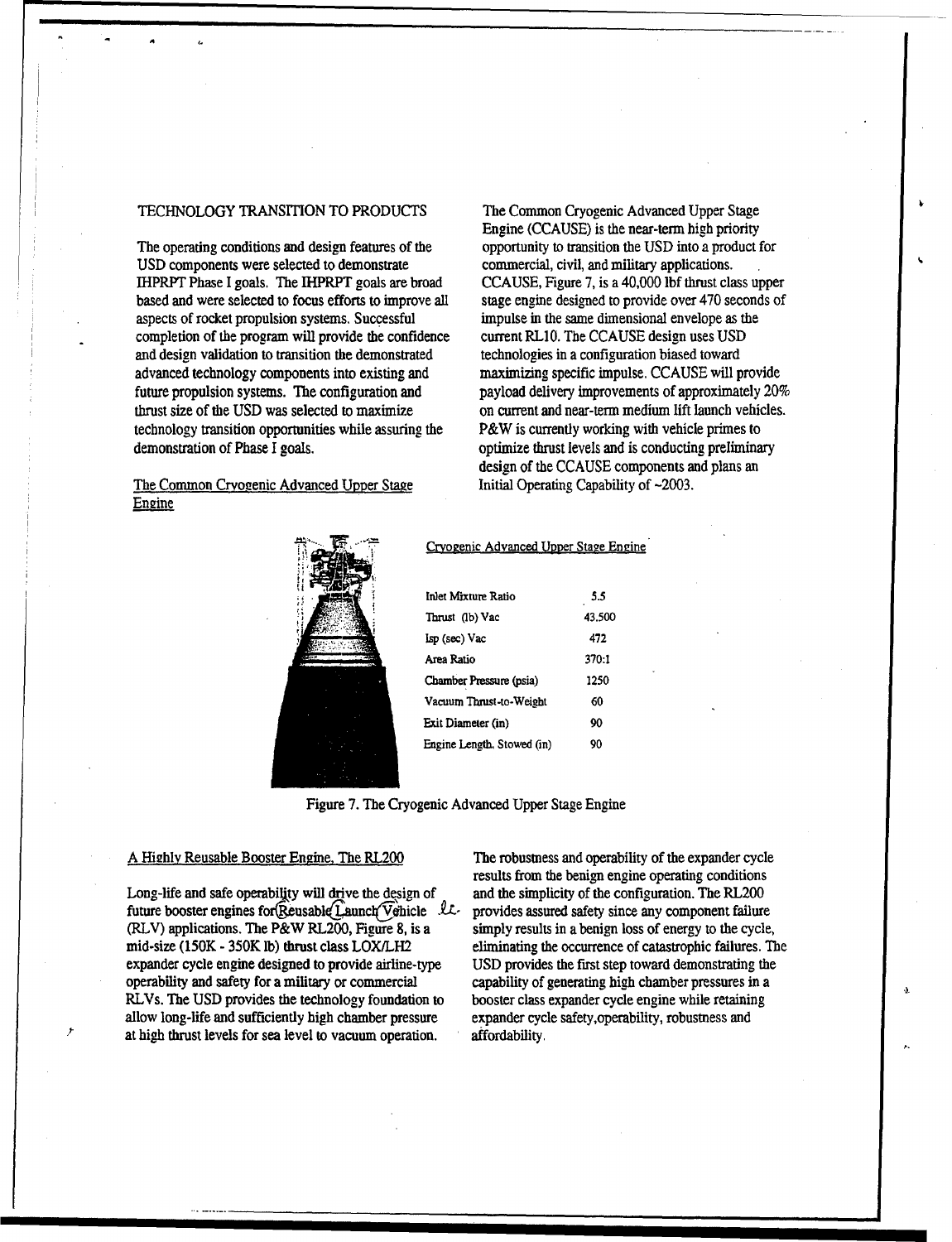## TECHNOLOGY TRANSITION TO PRODUCTS

The operating conditions and design features of the USD components were selected to demonstrate IHPRPT Phase I goals. The IHPRPT goals are broad based and were selected to focus efforts to improve all aspects of rocket propulsion systems. Successful completion of the program will provide the confidence and design validation to transition the demonstrated advanced technology components into existing and future propulsion systems. The configuration and thrust size of the USD was selected to maximize technology transition opportunities while assuring the demonstration of Phase I goals.

### The Common Cryogenic Advanced Upper Stage Engine

The Common Cryogenic Advanced Upper Stage Engine (CCAUSE) is the near-term high priority opportunity to transition the USD into a product for commercial, civil, and military applications. CCAUSE, Figure 7, is a 40,000 lbf thrust class upper stage engine designed to provide over 470 seconds of impulse in the same dimensional envelope as the current RL10. The CCAUSE design uses USD technologies in a configuration biased toward maximizing specific impulse. CCAUSE will provide payload delivery improvements of approximately 20% on current and near-term medium lift launch vehicles. P&W is currently working with vehicle primes to optimize thrust levels and is conducting preliminary design of the CCAUSE components and plans an Initial Operating Capability of ~2003.

Cryogenic Advanced Upper Stage Engine

| Parameter | Value |
|---|---|
| Inlet Mixture Ratio | 5.5 |
| Thrust (lb) Vac | 43,500 |
| Isp (sec) Vac | 472 |
| Area Ratio | 370:1 |
| Chamber Pressure (psia) | 1250 |
| Vacuum Thrust-to-Weight | 60 |
| Exit Diameter (in) | 90 |
| Engine Length, Stowed (in) | 90 |

Figure 7. The Cryogenic Advanced Upper Stage Engine

### A Highly Reusable Booster Engine, The RL200

Long-life and safe operability will drive the design of future booster engines for Reusable Launch Vehicle (RLV) applications. The P&W RL200, Figure 8, is a mid-size (150K - 350K lb) thrust class LOX/LH2 expander cycle engine designed to provide airline-type operability and safety for a military or commercial RLVs. The USD provides the technology foundation to allow long-life and sufficiently high chamber pressure at high thrust levels for sea level to vacuum operation.

The robustness and operability of the expander cycle results from the benign engine operating conditions and the simplicity of the configuration. The RL200 provides assured safety since any component failure simply results in a benign loss of energy to the cycle, eliminating the occurrence of catastrophic failures. The USD provides the first step toward demonstrating the capability of generating high chamber pressures in a booster class expander cycle engine while retaining expander cycle safety,operability, robustness and affordability.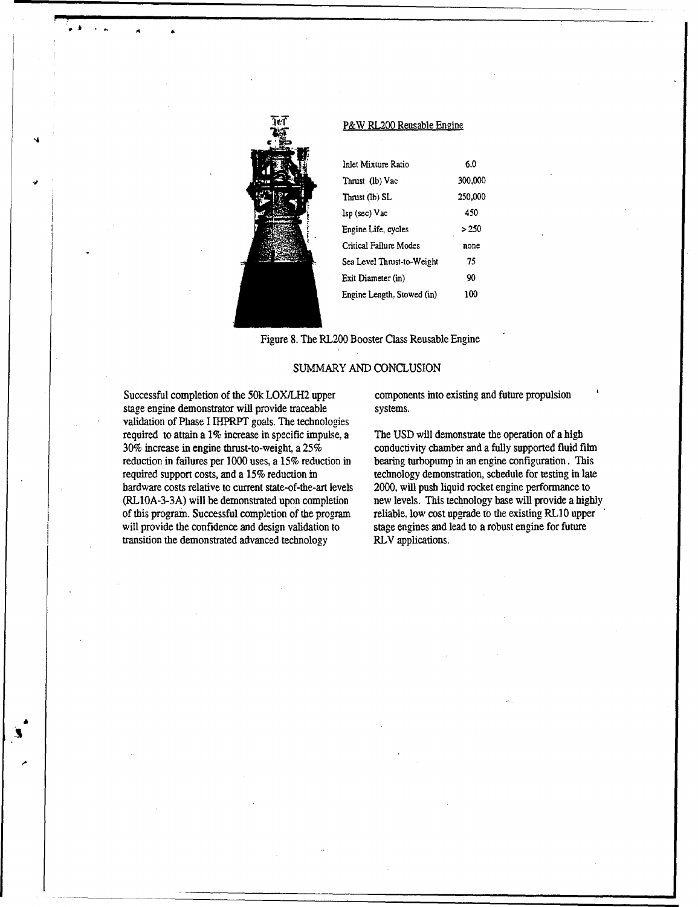P&W RL200 Reusable Engine

| | |
|---|---|
| Inlet Mixture Ratio | 6.0 |
| Thrust (lb) Vac | 300,000 |
| Thrust (lb) SL | 250,000 |
| Isp (sec) Vac | 450 |
| Engine Life, cycles | > 250 |
| Critical Failure Modes | none |
| Sea Level Thrust-to-Weight | 75 |
| Exit Diameter (in) | 90 |
| Engine Length, Stowed (in) | 100 |

Figure 8. The RL200 Booster Class Reusable Engine

## SUMMARY AND CONCLUSION

Successful completion of the 50k LOX/LH2 upper stage engine demonstrator will provide traceable validation of Phase I IHPRPT goals. The technologies required to attain a 1% increase in specific impulse, a 30% increase in engine thrust-to-weight, a 25% reduction in failures per 1000 uses, a 15% reduction in required support costs, and a 15% reduction in hardware costs relative to current state-of-the-art levels (RL10A-3-3A) will be demonstrated upon completion of this program. Successful completion of the program will provide the confidence and design validation to transition the demonstrated advanced technology components into existing and future propulsion systems.

The USD will demonstrate the operation of a high conductivity chamber and a fully supported fluid film bearing turbopump in an engine configuration. This technology demonstration, schedule for testing in late 2000, will push liquid rocket engine performance to new levels. This technology base will provide a highly reliable, low cost upgrade to the existing RL10 upper stage engines and lead to a robust engine for future RLV applications.